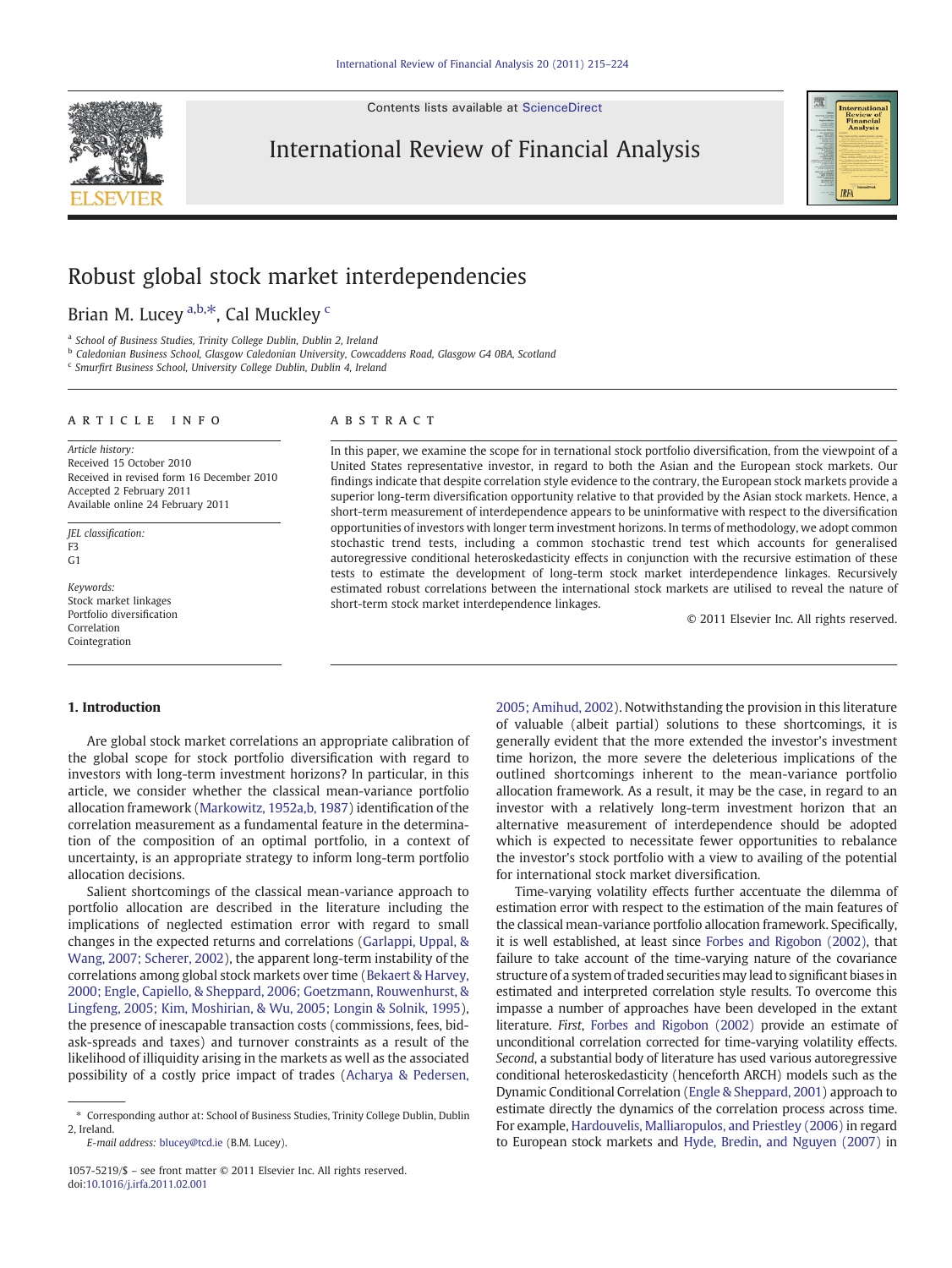# Robust global stock market interdependencies

Brian M. Lucey [a,b,*], Cal Muckley [c]

[a] School of Business Studies, Trinity College Dublin, Dublin 2, Ireland

[b] Caledonian Business School, Glasgow Caledonian University, Cowcaddens Road, Glasgow G4 0BA, Scotland

[c] Smurfit Business School, University College Dublin, Dublin 4, Ireland

## ARTICLE INFO

*Article history:*
Received 15 October 2010
Received in revised form 16 December 2010
Accepted 2 February 2011
Available online 24 February 2011

*JEL classification:*
F3
G1

*Keywords:*
Stock market linkages
Portfolio diversification
Correlation
Cointegration

## ABSTRACT

In this paper, we examine the scope for in ternational stock portfolio diversification, from the viewpoint of a United States representative investor, in regard to both the Asian and the European stock markets. Our findings indicate that despite correlation style evidence to the contrary, the European stock markets provide a superior long-term diversification opportunity relative to that provided by the Asian stock markets. Hence, a short-term measurement of interdependence appears to be uninformative with respect to the diversification opportunities of investors with longer term investment horizons. In terms of methodology, we adopt common stochastic trend tests, including a common stochastic trend test which accounts for generalised autoregressive conditional heteroskedasticity effects in conjunction with the recursive estimation of these tests to estimate the development of long-term stock market interdependence linkages. Recursively estimated robust correlations between the international stock markets are utilised to reveal the nature of short-term stock market interdependence linkages.

© 2011 Elsevier Inc. All rights reserved.

## 1. Introduction

Are global stock market correlations an appropriate calibration of the global scope for stock portfolio diversification with regard to investors with long-term investment horizons? In particular, in this article, we consider whether the classical mean-variance portfolio allocation framework (Markowitz, 1952a,b, 1987) identification of the correlation measurement as a fundamental feature in the determination of the composition of an optimal portfolio, in a context of uncertainty, is an appropriate strategy to inform long-term portfolio allocation decisions.

Salient shortcomings of the classical mean-variance approach to portfolio allocation are described in the literature including the implications of neglected estimation error with regard to small changes in the expected returns and correlations (Garlappi, Uppal, & Wang, 2007; Scherer, 2002), the apparent long-term instability of the correlations among global stock markets over time (Bekaert & Harvey, 2000; Engle, Capiello, & Sheppard, 2006; Goetzmann, Rouwenhurst, & Lingfeng, 2005; Kim, Moshirian, & Wu, 2005; Longin & Solnik, 1995), the presence of inescapable transaction costs (commissions, fees, bid-ask-spreads and taxes) and turnover constraints as a result of the likelihood of illiquidity arising in the markets as well as the associated possibility of a costly price impact of trades (Acharya & Pedersen, 2005; Amihud, 2002). Notwithstanding the provision in this literature of valuable (albeit partial) solutions to these shortcomings, it is generally evident that the more extended the investor's investment time horizon, the more severe the deleterious implications of the outlined shortcomings inherent to the mean-variance portfolio allocation framework. As a result, it may be the case, in regard to an investor with a relatively long-term investment horizon that an alternative measurement of interdependence should be adopted which is expected to necessitate fewer opportunities to rebalance the investor's stock portfolio with a view to availing of the potential for international stock market diversification.

Time-varying volatility effects further accentuate the dilemma of estimation error with respect to the estimation of the main features of the classical mean-variance portfolio allocation framework. Specifically, it is well established, at least since Forbes and Rigobon (2002), that failure to take account of the time-varying nature of the covariance structure of a system of traded securities may lead to significant biases in estimated and interpreted correlation style results. To overcome this impasse a number of approaches have been developed in the extant literature. *First*, Forbes and Rigobon (2002) provide an estimate of unconditional correlation corrected for time-varying volatility effects. *Second*, a substantial body of literature has used various autoregressive conditional heteroskedasticity (henceforth ARCH) models such as the Dynamic Conditional Correlation (Engle & Sheppard, 2001) approach to estimate directly the dynamics of the correlation process across time. For example, Hardouvelis, Malliaropulos, and Priestley (2006) in regard to European stock markets and Hyde, Bredin, and Nguyen (2007) in

---

\* Corresponding author at: School of Business Studies, Trinity College Dublin, Dublin 2, Ireland.

*E-mail address:* blucey@tcd.ie (B.M. Lucey).

1057-5219/$ – see front matter © 2011 Elsevier Inc. All rights reserved.
doi:10.1016/j.irfa.2011.02.001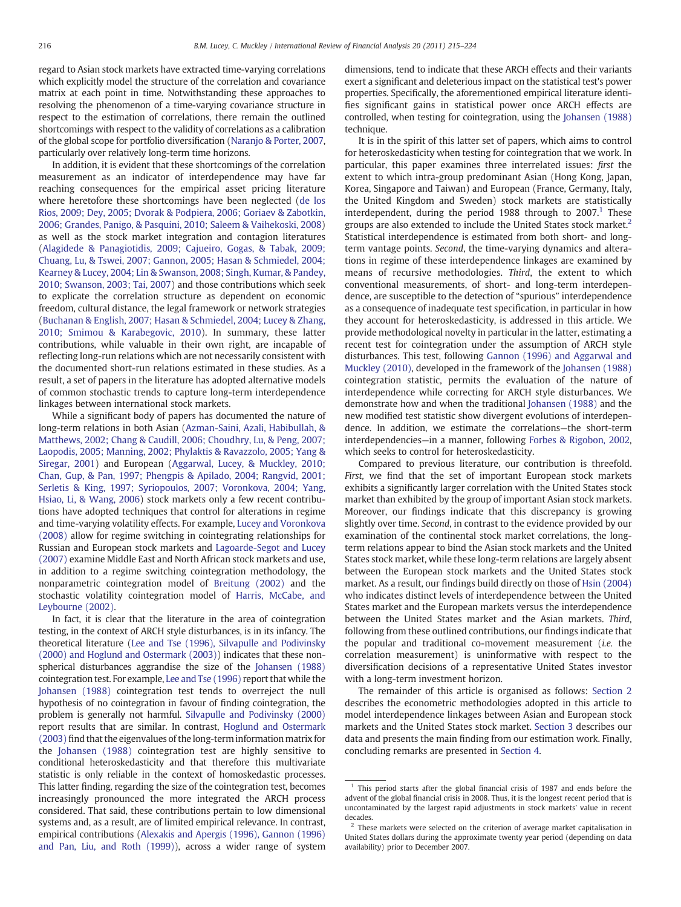regard to Asian stock markets have extracted time-varying correlations which explicitly model the structure of the correlation and covariance matrix at each point in time. Notwithstanding these approaches to resolving the phenomenon of a time-varying covariance structure in respect to the estimation of correlations, there remain the outlined shortcomings with respect to the validity of correlations as a calibration of the global scope for portfolio diversification (Naranjo & Porter, 2007, particularly over relatively long-term time horizons.

In addition, it is evident that these shortcomings of the correlation measurement as an indicator of interdependence may have far reaching consequences for the empirical asset pricing literature where heretofore these shortcomings have been neglected (de los Rios, 2009; Dey, 2005; Dvorak & Podpiera, 2006; Goriaev & Zabotkin, 2006; Grandes, Panigo, & Pasquini, 2010; Saleem & Vaihekoski, 2008) as well as the stock market integration and contagion literatures (Alagidede & Panagiotidis, 2009; Cajueiro, Gogas, & Tabak, 2009; Chuang, Lu, & Tswei, 2007; Gannon, 2005; Hasan & Schmiedel, 2004; Kearney & Lucey, 2004; Lin & Swanson, 2008; Singh, Kumar, & Pandey, 2010; Swanson, 2003; Tai, 2007) and those contributions which seek to explicate the correlation structure as dependent on economic freedom, cultural distance, the legal framework or network strategies (Buchanan & English, 2007; Hasan & Schmiedel, 2004; Lucey & Zhang, 2010; Smimou & Karabegovic, 2010). In summary, these latter contributions, while valuable in their own right, are incapable of reflecting long-run relations which are not necessarily consistent with the documented short-run relations estimated in these studies. As a result, a set of papers in the literature has adopted alternative models of common stochastic trends to capture long-term interdependence linkages between international stock markets.

While a significant body of papers has documented the nature of long-term relations in both Asian (Azman-Saini, Azali, Habibullah, & Matthews, 2002; Chang & Caudill, 2006; Choudhry, Lu, & Peng, 2007; Laopodis, 2005; Manning, 2002; Phylaktis & Ravazzolo, 2005; Yang & Siregar, 2001) and European (Aggarwal, Lucey, & Muckley, 2010; Chan, Gup, & Pan, 1997; Phengpis & Apilado, 2004; Rangvid, 2001; Serletis & King, 1997; Syriopoulos, 2007; Voronkova, 2004; Yang, Hsiao, Li, & Wang, 2006) stock markets only a few recent contributions have adopted techniques that control for alterations in regime and time-varying volatility effects. For example, Lucey and Voronkova (2008) allow for regime switching in cointegrating relationships for Russian and European stock markets and Lagoarde-Segot and Lucey (2007) examine Middle East and North African stock markets and use, in addition to a regime switching cointegration methodology, the nonparametric cointegration model of Breitung (2002) and the stochastic volatility cointegration model of Harris, McCabe, and Leybourne (2002).

In fact, it is clear that the literature in the area of cointegration testing, in the context of ARCH style disturbances, is in its infancy. The theoretical literature (Lee and Tse (1996), Silvapulle and Podivinsky (2000) and Hoglund and Ostermark (2003)) indicates that these non-spherical disturbances aggrandise the size of the Johansen (1988) cointegration test. For example, Lee and Tse (1996) report that while the Johansen (1988) cointegration test tends to overreject the null hypothesis of no cointegration in favour of finding cointegration, the problem is generally not harmful. Silvapulle and Podivinsky (2000) report results that are similar. In contrast, Hoglund and Ostermark (2003) find that the eigenvalues of the long-term information matrix for the Johansen (1988) cointegration test are highly sensitive to conditional heteroskedasticity and that therefore this multivariate statistic is only reliable in the context of homoskedastic processes. This latter finding, regarding the size of the cointegration test, becomes increasingly pronounced the more integrated the ARCH process considered. That said, these contributions pertain to low dimensional systems and, as a result, are of limited empirical relevance. In contrast, empirical contributions (Alexakis and Apergis (1996), Gannon (1996) and Pan, Liu, and Roth (1999)), across a wider range of system dimensions, tend to indicate that these ARCH effects and their variants exert a significant and deleterious impact on the statistical test's power properties. Specifically, the aforementioned empirical literature identifies significant gains in statistical power once ARCH effects are controlled, when testing for cointegration, using the Johansen (1988) technique.

It is in the spirit of this latter set of papers, which aims to control for heteroskedasticity when testing for cointegration that we work. In particular, this paper examines three interrelated issues: *first* the extent to which intra-group predominant Asian (Hong Kong, Japan, Korea, Singapore and Taiwan) and European (France, Germany, Italy, the United Kingdom and Sweden) stock markets are statistically interdependent, during the period 1988 through to 2007.[1] These groups are also extended to include the United States stock market.[2] Statistical interdependence is estimated from both short- and long-term vantage points. *Second*, the time-varying dynamics and alterations in regime of these interdependence linkages are examined by means of recursive methodologies. *Third*, the extent to which conventional measurements, of short- and long-term interdependence, are susceptible to the detection of "spurious" interdependence as a consequence of inadequate test specification, in particular in how they account for heteroskedasticity, is addressed in this article. We provide methodological novelty in particular in the latter, estimating a recent test for cointegration under the assumption of ARCH style disturbances. This test, following Gannon (1996) and Aggarwal and Muckley (2010), developed in the framework of the Johansen (1988) cointegration statistic, permits the evaluation of the nature of interdependence while correcting for ARCH style disturbances. We demonstrate how and when the traditional Johansen (1988) and the new modified test statistic show divergent evolutions of interdependence. In addition, we estimate the correlations—the short-term interdependencies—in a manner, following Forbes & Rigobon, 2002, which seeks to control for heteroskedasticity.

Compared to previous literature, our contribution is threefold. *First*, we find that the set of important European stock markets exhibits a significantly larger correlation with the United States stock market than exhibited by the group of important Asian stock markets. Moreover, our findings indicate that this discrepancy is growing slightly over time. *Second*, in contrast to the evidence provided by our examination of the continental stock market correlations, the long-term relations appear to bind the Asian stock markets and the United States stock market, while these long-term relations are largely absent between the European stock markets and the United States stock market. As a result, our findings build directly on those of Hsin (2004) who indicates distinct levels of interdependence between the United States market and the European markets versus the interdependence between the United States market and the Asian markets. *Third*, following from these outlined contributions, our findings indicate that the popular and traditional co-movement measurement (*i.e.* the correlation measurement) is uninformative with respect to the diversification decisions of a representative United States investor with a long-term investment horizon.

The remainder of this article is organised as follows: Section 2 describes the econometric methodologies adopted in this article to model interdependence linkages between Asian and European stock markets and the United States stock market. Section 3 describes our data and presents the main finding from our estimation work. Finally, concluding remarks are presented in Section 4.

[1] This period starts after the global financial crisis of 1987 and ends before the advent of the global financial crisis in 2008. Thus, it is the longest recent period that is uncontaminated by the largest rapid adjustments in stock markets' value in recent decades.

[2] These markets were selected on the criterion of average market capitalisation in United States dollars during the approximate twenty year period (depending on data availability) prior to December 2007.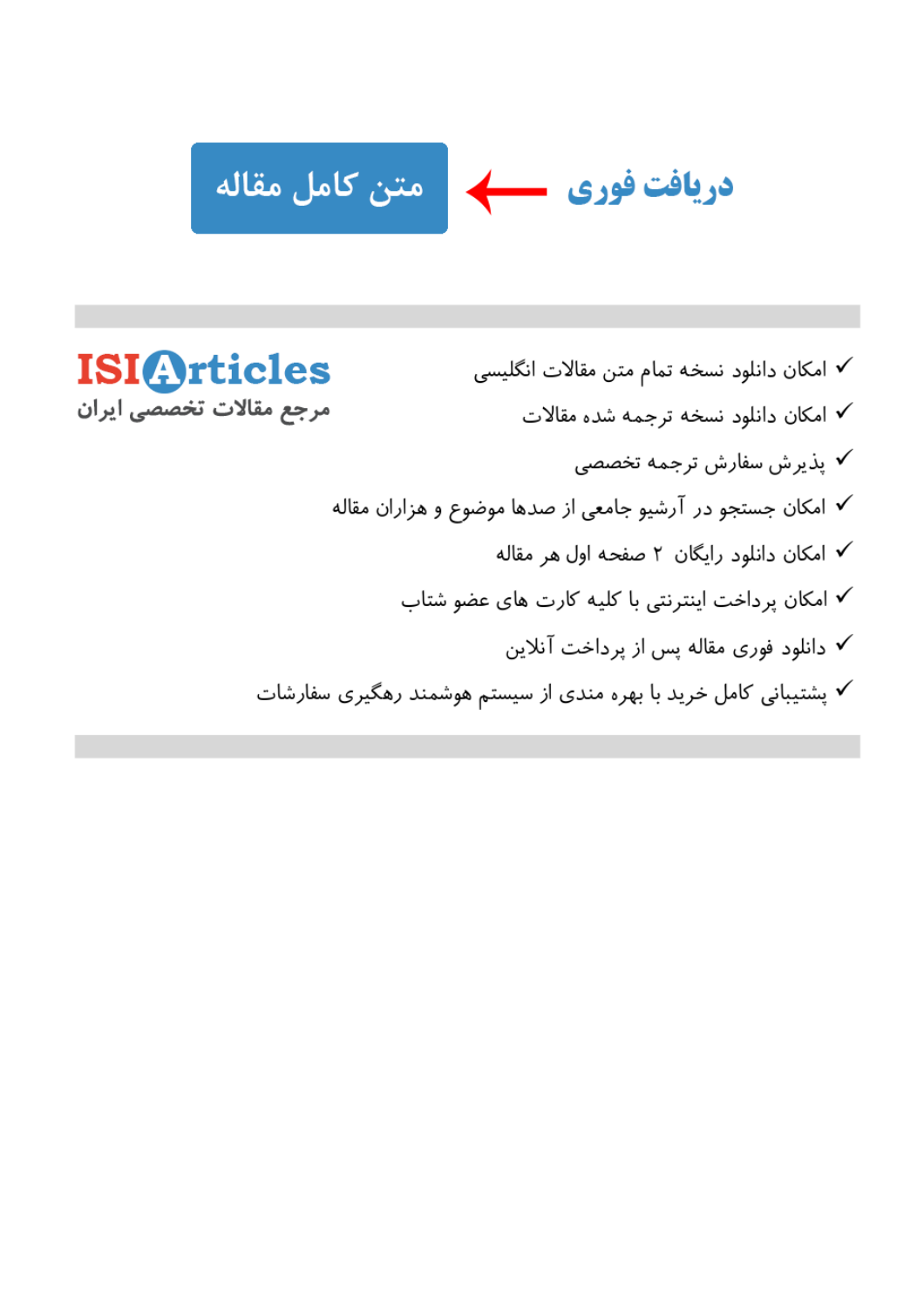دریافت فوری ← **متن کامل مقاله**

**ISIArticles**
مرجع مقالات تخصصی ایران

- ✓ امکان دانلود نسخه تمام متن مقالات انگلیسی
- ✓ امکان دانلود نسخه ترجمه شده مقالات
- ✓ پذیرش سفارش ترجمه تخصصی
- ✓ امکان جستجو در آرشیو جامعی از صدها موضوع و هزاران مقاله
- ✓ امکان دانلود رایگان ۲ صفحه اول هر مقاله
- ✓ امکان پرداخت اینترنتی با کلیه کارت های عضو شتاب
- ✓ دانلود فوری مقاله پس از پرداخت آنلاین
- ✓ پشتیبانی کامل خرید با بهره مندی از سیستم هوشمند رهگیری سفارشات